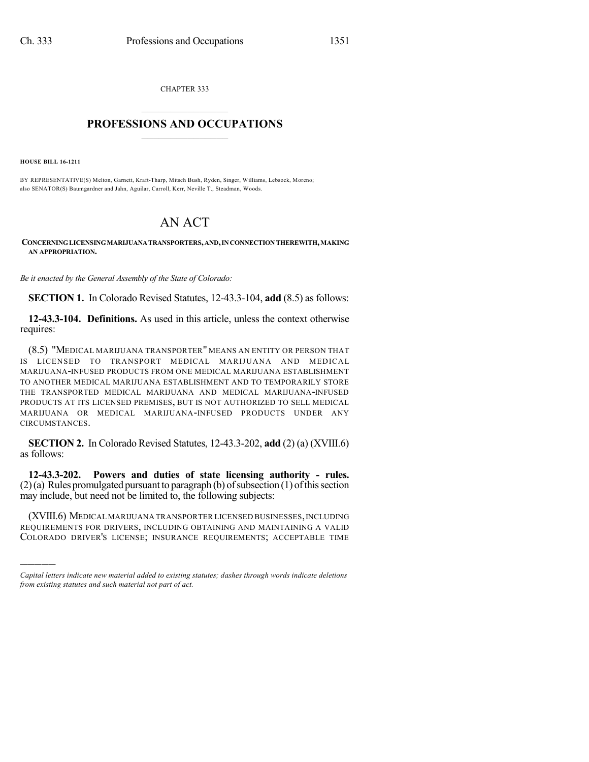CHAPTER 333

# PROFESSIONS AND OCCUPATIONS

**HOUSE BILL 16-1211**

BY REPRESENTATIVE(S) Melton, Garnett, Kraft-Tharp, Mitsch Bush, Ryden, Singer, Williams, Lebsock, Moreno; also SENATOR(S) Baumgardner and Jahn, Aguilar, Carroll, Kerr, Neville T., Steadman, Woods.

# AN ACT

**CONCERNING LICENSING MARIJUANA TRANSPORTERS, AND, IN CONNECTION THEREWITH, MAKING AN APPROPRIATION.**

*Be it enacted by the General Assembly of the State of Colorado:*

**SECTION 1.** In Colorado Revised Statutes, 12-43.3-104, **add** (8.5) as follows:

**12-43.3-104. Definitions.** As used in this article, unless the context otherwise requires:

(8.5) "MEDICAL MARIJUANA TRANSPORTER" MEANS AN ENTITY OR PERSON THAT IS LICENSED TO TRANSPORT MEDICAL MARIJUANA AND MEDICAL MARIJUANA-INFUSED PRODUCTS FROM ONE MEDICAL MARIJUANA ESTABLISHMENT TO ANOTHER MEDICAL MARIJUANA ESTABLISHMENT AND TO TEMPORARILY STORE THE TRANSPORTED MEDICAL MARIJUANA AND MEDICAL MARIJUANA-INFUSED PRODUCTS AT ITS LICENSED PREMISES, BUT IS NOT AUTHORIZED TO SELL MEDICAL MARIJUANA OR MEDICAL MARIJUANA-INFUSED PRODUCTS UNDER ANY CIRCUMSTANCES.

**SECTION 2.** In Colorado Revised Statutes, 12-43.3-202, **add** (2) (a) (XVIII.6) as follows:

**12-43.3-202. Powers and duties of state licensing authority - rules.** (2) (a) Rules promulgated pursuant to paragraph (b) of subsection (1) of this section may include, but need not be limited to, the following subjects:

(XVIII.6) MEDICAL MARIJUANA TRANSPORTER LICENSED BUSINESSES, INCLUDING REQUIREMENTS FOR DRIVERS, INCLUDING OBTAINING AND MAINTAINING A VALID COLORADO DRIVER'S LICENSE; INSURANCE REQUIREMENTS; ACCEPTABLE TIME

---

*Capital letters indicate new material added to existing statutes; dashes through words indicate deletions from existing statutes and such material not part of act.*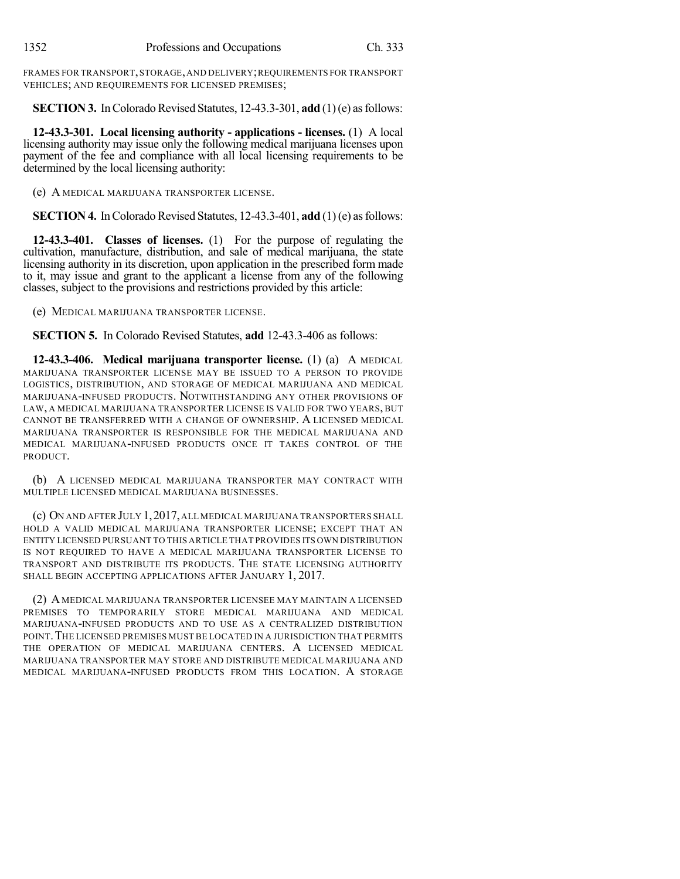FRAMES FOR TRANSPORT, STORAGE, AND DELIVERY; REQUIREMENTS FOR TRANSPORT VEHICLES; AND REQUIREMENTS FOR LICENSED PREMISES;

**SECTION 3.** In Colorado Revised Statutes, 12-43.3-301, **add** (1) (e) as follows:

**12-43.3-301. Local licensing authority - applications - licenses.** (1) A local licensing authority may issue only the following medical marijuana licenses upon payment of the fee and compliance with all local licensing requirements to be determined by the local licensing authority:

(e) A MEDICAL MARIJUANA TRANSPORTER LICENSE.

**SECTION 4.** In Colorado Revised Statutes, 12-43.3-401, **add** (1) (e) as follows:

**12-43.3-401. Classes of licenses.** (1) For the purpose of regulating the cultivation, manufacture, distribution, and sale of medical marijuana, the state licensing authority in its discretion, upon application in the prescribed form made to it, may issue and grant to the applicant a license from any of the following classes, subject to the provisions and restrictions provided by this article:

(e) MEDICAL MARIJUANA TRANSPORTER LICENSE.

**SECTION 5.** In Colorado Revised Statutes, **add** 12-43.3-406 as follows:

**12-43.3-406. Medical marijuana transporter license.** (1) (a) A MEDICAL MARIJUANA TRANSPORTER LICENSE MAY BE ISSUED TO A PERSON TO PROVIDE LOGISTICS, DISTRIBUTION, AND STORAGE OF MEDICAL MARIJUANA AND MEDICAL MARIJUANA-INFUSED PRODUCTS. NOTWITHSTANDING ANY OTHER PROVISIONS OF LAW, A MEDICAL MARIJUANA TRANSPORTER LICENSE IS VALID FOR TWO YEARS, BUT CANNOT BE TRANSFERRED WITH A CHANGE OF OWNERSHIP. A LICENSED MEDICAL MARIJUANA TRANSPORTER IS RESPONSIBLE FOR THE MEDICAL MARIJUANA AND MEDICAL MARIJUANA-INFUSED PRODUCTS ONCE IT TAKES CONTROL OF THE PRODUCT.

(b) A LICENSED MEDICAL MARIJUANA TRANSPORTER MAY CONTRACT WITH MULTIPLE LICENSED MEDICAL MARIJUANA BUSINESSES.

(c) ON AND AFTER JULY 1, 2017, ALL MEDICAL MARIJUANA TRANSPORTERS SHALL HOLD A VALID MEDICAL MARIJUANA TRANSPORTER LICENSE; EXCEPT THAT AN ENTITY LICENSED PURSUANT TO THIS ARTICLE THAT PROVIDES ITS OWN DISTRIBUTION IS NOT REQUIRED TO HAVE A MEDICAL MARIJUANA TRANSPORTER LICENSE TO TRANSPORT AND DISTRIBUTE ITS PRODUCTS. THE STATE LICENSING AUTHORITY SHALL BEGIN ACCEPTING APPLICATIONS AFTER JANUARY 1, 2017.

(2) A MEDICAL MARIJUANA TRANSPORTER LICENSEE MAY MAINTAIN A LICENSED PREMISES TO TEMPORARILY STORE MEDICAL MARIJUANA AND MEDICAL MARIJUANA-INFUSED PRODUCTS AND TO USE AS A CENTRALIZED DISTRIBUTION POINT. THE LICENSED PREMISES MUST BE LOCATED IN A JURISDICTION THAT PERMITS THE OPERATION OF MEDICAL MARIJUANA CENTERS. A LICENSED MEDICAL MARIJUANA TRANSPORTER MAY STORE AND DISTRIBUTE MEDICAL MARIJUANA AND MEDICAL MARIJUANA-INFUSED PRODUCTS FROM THIS LOCATION. A STORAGE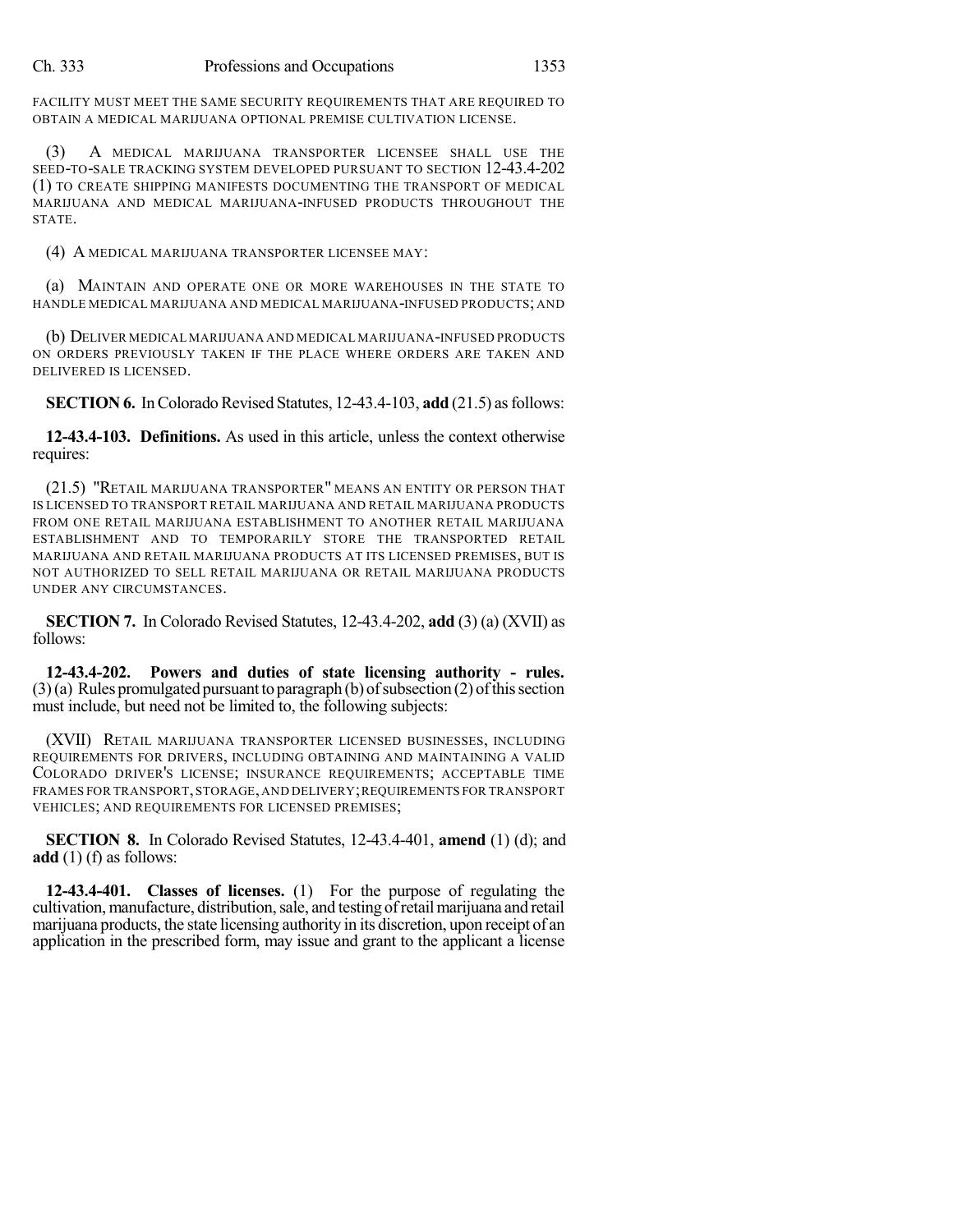FACILITY MUST MEET THE SAME SECURITY REQUIREMENTS THAT ARE REQUIRED TO OBTAIN A MEDICAL MARIJUANA OPTIONAL PREMISE CULTIVATION LICENSE.

(3) A MEDICAL MARIJUANA TRANSPORTER LICENSEE SHALL USE THE SEED-TO-SALE TRACKING SYSTEM DEVELOPED PURSUANT TO SECTION 12-43.4-202 (1) TO CREATE SHIPPING MANIFESTS DOCUMENTING THE TRANSPORT OF MEDICAL MARIJUANA AND MEDICAL MARIJUANA-INFUSED PRODUCTS THROUGHOUT THE STATE.

(4) A MEDICAL MARIJUANA TRANSPORTER LICENSEE MAY:

(a) MAINTAIN AND OPERATE ONE OR MORE WAREHOUSES IN THE STATE TO HANDLE MEDICAL MARIJUANA AND MEDICAL MARIJUANA-INFUSED PRODUCTS; AND

(b) DELIVER MEDICAL MARIJUANA AND MEDICAL MARIJUANA-INFUSED PRODUCTS ON ORDERS PREVIOUSLY TAKEN IF THE PLACE WHERE ORDERS ARE TAKEN AND DELIVERED IS LICENSED.

**SECTION 6.** In Colorado Revised Statutes, 12-43.4-103, **add** (21.5) as follows:

**12-43.4-103. Definitions.** As used in this article, unless the context otherwise requires:

(21.5) "RETAIL MARIJUANA TRANSPORTER" MEANS AN ENTITY OR PERSON THAT IS LICENSED TO TRANSPORT RETAIL MARIJUANA AND RETAIL MARIJUANA PRODUCTS FROM ONE RETAIL MARIJUANA ESTABLISHMENT TO ANOTHER RETAIL MARIJUANA ESTABLISHMENT AND TO TEMPORARILY STORE THE TRANSPORTED RETAIL MARIJUANA AND RETAIL MARIJUANA PRODUCTS AT ITS LICENSED PREMISES, BUT IS NOT AUTHORIZED TO SELL RETAIL MARIJUANA OR RETAIL MARIJUANA PRODUCTS UNDER ANY CIRCUMSTANCES.

**SECTION 7.** In Colorado Revised Statutes, 12-43.4-202, **add** (3) (a) (XVII) as follows:

**12-43.4-202. Powers and duties of state licensing authority - rules.** (3) (a) Rules promulgated pursuant to paragraph (b) of subsection (2) of this section must include, but need not be limited to, the following subjects:

(XVII) RETAIL MARIJUANA TRANSPORTER LICENSED BUSINESSES, INCLUDING REQUIREMENTS FOR DRIVERS, INCLUDING OBTAINING AND MAINTAINING A VALID COLORADO DRIVER'S LICENSE; INSURANCE REQUIREMENTS; ACCEPTABLE TIME FRAMES FOR TRANSPORT, STORAGE, AND DELIVERY; REQUIREMENTS FOR TRANSPORT VEHICLES; AND REQUIREMENTS FOR LICENSED PREMISES;

**SECTION 8.** In Colorado Revised Statutes, 12-43.4-401, **amend** (1) (d); and **add** (1) (f) as follows:

**12-43.4-401. Classes of licenses.** (1) For the purpose of regulating the cultivation, manufacture, distribution, sale, and testing of retail marijuana and retail marijuana products, the state licensing authority in its discretion, upon receipt of an application in the prescribed form, may issue and grant to the applicant a license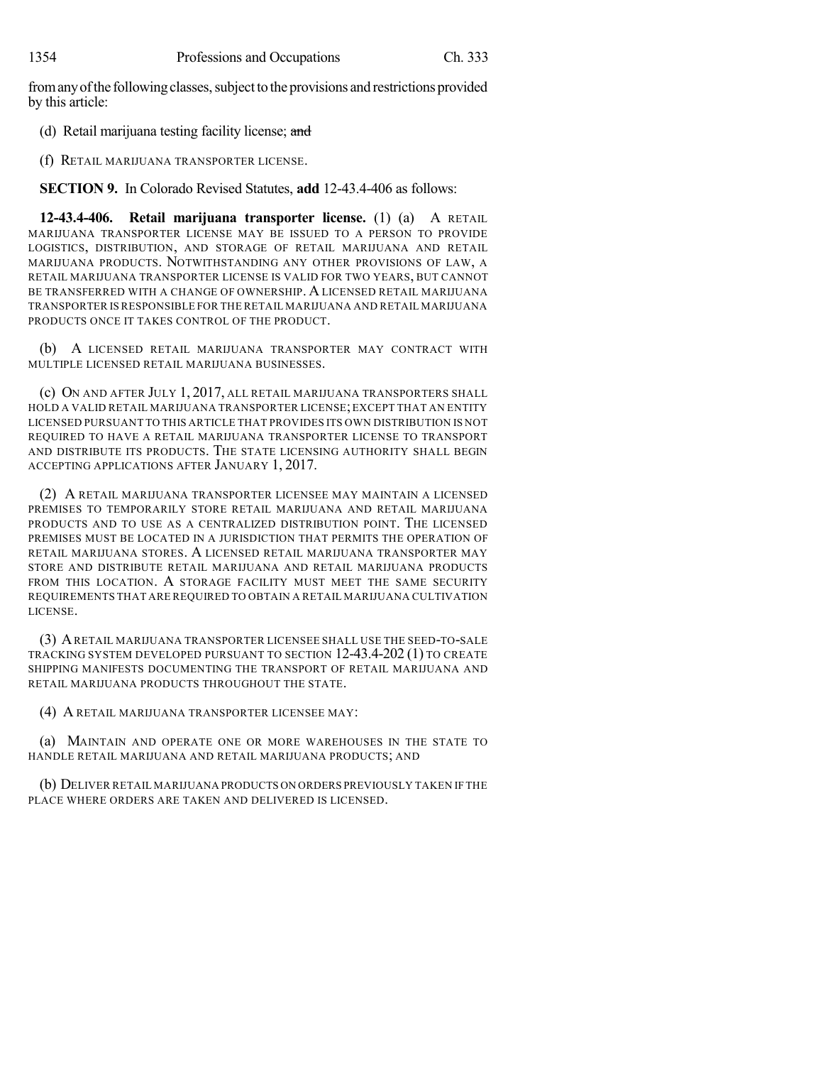from any of the following classes, subject to the provisions and restrictions provided by this article:

(d) Retail marijuana testing facility license; ~~and~~

(f) RETAIL MARIJUANA TRANSPORTER LICENSE.

**SECTION 9.** In Colorado Revised Statutes, **add** 12-43.4-406 as follows:

**12-43.4-406. Retail marijuana transporter license.** (1) (a) A RETAIL MARIJUANA TRANSPORTER LICENSE MAY BE ISSUED TO A PERSON TO PROVIDE LOGISTICS, DISTRIBUTION, AND STORAGE OF RETAIL MARIJUANA AND RETAIL MARIJUANA PRODUCTS. NOTWITHSTANDING ANY OTHER PROVISIONS OF LAW, A RETAIL MARIJUANA TRANSPORTER LICENSE IS VALID FOR TWO YEARS, BUT CANNOT BE TRANSFERRED WITH A CHANGE OF OWNERSHIP. A LICENSED RETAIL MARIJUANA TRANSPORTER IS RESPONSIBLE FOR THE RETAIL MARIJUANA AND RETAIL MARIJUANA PRODUCTS ONCE IT TAKES CONTROL OF THE PRODUCT.

(b) A LICENSED RETAIL MARIJUANA TRANSPORTER MAY CONTRACT WITH MULTIPLE LICENSED RETAIL MARIJUANA BUSINESSES.

(c) ON AND AFTER JULY 1, 2017, ALL RETAIL MARIJUANA TRANSPORTERS SHALL HOLD A VALID RETAIL MARIJUANA TRANSPORTER LICENSE; EXCEPT THAT AN ENTITY LICENSED PURSUANT TO THIS ARTICLE THAT PROVIDES ITS OWN DISTRIBUTION IS NOT REQUIRED TO HAVE A RETAIL MARIJUANA TRANSPORTER LICENSE TO TRANSPORT AND DISTRIBUTE ITS PRODUCTS. THE STATE LICENSING AUTHORITY SHALL BEGIN ACCEPTING APPLICATIONS AFTER JANUARY 1, 2017.

(2) A RETAIL MARIJUANA TRANSPORTER LICENSEE MAY MAINTAIN A LICENSED PREMISES TO TEMPORARILY STORE RETAIL MARIJUANA AND RETAIL MARIJUANA PRODUCTS AND TO USE AS A CENTRALIZED DISTRIBUTION POINT. THE LICENSED PREMISES MUST BE LOCATED IN A JURISDICTION THAT PERMITS THE OPERATION OF RETAIL MARIJUANA STORES. A LICENSED RETAIL MARIJUANA TRANSPORTER MAY STORE AND DISTRIBUTE RETAIL MARIJUANA AND RETAIL MARIJUANA PRODUCTS FROM THIS LOCATION. A STORAGE FACILITY MUST MEET THE SAME SECURITY REQUIREMENTS THAT ARE REQUIRED TO OBTAIN A RETAIL MARIJUANA CULTIVATION LICENSE.

(3) A RETAIL MARIJUANA TRANSPORTER LICENSEE SHALL USE THE SEED-TO-SALE TRACKING SYSTEM DEVELOPED PURSUANT TO SECTION 12-43.4-202 (1) TO CREATE SHIPPING MANIFESTS DOCUMENTING THE TRANSPORT OF RETAIL MARIJUANA AND RETAIL MARIJUANA PRODUCTS THROUGHOUT THE STATE.

(4) A RETAIL MARIJUANA TRANSPORTER LICENSEE MAY:

(a) MAINTAIN AND OPERATE ONE OR MORE WAREHOUSES IN THE STATE TO HANDLE RETAIL MARIJUANA AND RETAIL MARIJUANA PRODUCTS; AND

(b) DELIVER RETAIL MARIJUANA PRODUCTS ON ORDERS PREVIOUSLY TAKEN IF THE PLACE WHERE ORDERS ARE TAKEN AND DELIVERED IS LICENSED.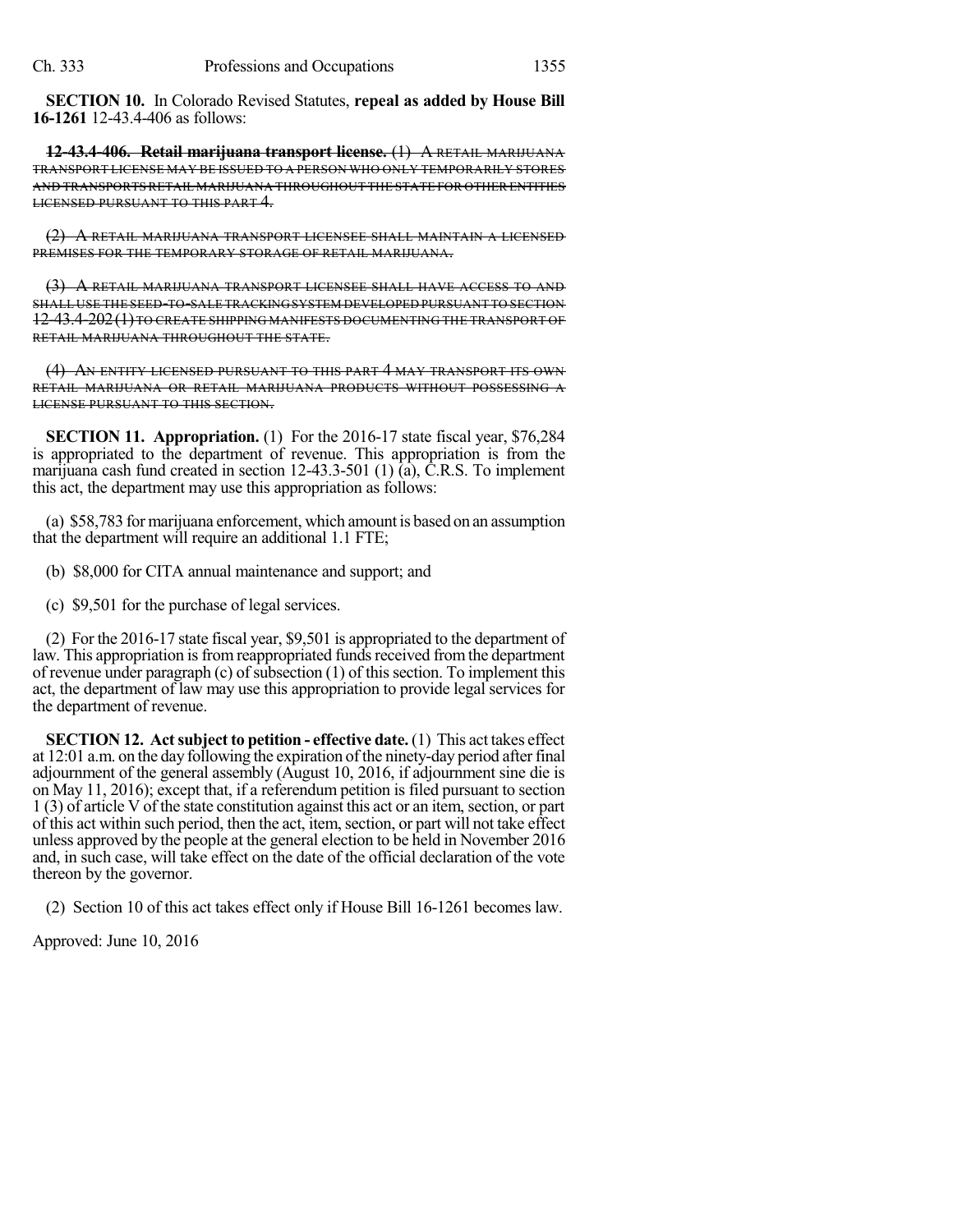**SECTION 10.** In Colorado Revised Statutes, **repeal as added by House Bill 16-1261** 12-43.4-406 as follows:

~~**12-43.4-406. Retail marijuana transport license.**~~ ~~(1) A RETAIL MARIJUANA TRANSPORT LICENSE MAY BE ISSUED TO A PERSON WHO ONLY TEMPORARILY STORES AND TRANSPORTS RETAIL MARIJUANA THROUGHOUT THE STATE FOR OTHER ENTITIES LICENSED PURSUANT TO THIS PART 4.~~

~~(2) A RETAIL MARIJUANA TRANSPORT LICENSEE SHALL MAINTAIN A LICENSED PREMISES FOR THE TEMPORARY STORAGE OF RETAIL MARIJUANA.~~

~~(3) A RETAIL MARIJUANA TRANSPORT LICENSEE SHALL HAVE ACCESS TO AND SHALL USE THE SEED-TO-SALE TRACKING SYSTEM DEVELOPED PURSUANT TO SECTION 12-43.4-202 (1) TO CREATE SHIPPING MANIFESTS DOCUMENTING THE TRANSPORT OF RETAIL MARIJUANA THROUGHOUT THE STATE.~~

~~(4) AN ENTITY LICENSED PURSUANT TO THIS PART 4 MAY TRANSPORT ITS OWN RETAIL MARIJUANA OR RETAIL MARIJUANA PRODUCTS WITHOUT POSSESSING A LICENSE PURSUANT TO THIS SECTION.~~

**SECTION 11. Appropriation.** (1) For the 2016-17 state fiscal year, $76,284 is appropriated to the department of revenue. This appropriation is from the marijuana cash fund created in section 12-43.3-501 (1) (a), C.R.S. To implement this act, the department may use this appropriation as follows:

(a) $58,783 for marijuana enforcement, which amount is based on an assumption that the department will require an additional 1.1 FTE;

(b) $8,000 for CITA annual maintenance and support; and

(c) $9,501 for the purchase of legal services.

(2) For the 2016-17 state fiscal year, $9,501 is appropriated to the department of law. This appropriation is from reappropriated funds received from the department of revenue under paragraph (c) of subsection (1) of this section. To implement this act, the department of law may use this appropriation to provide legal services for the department of revenue.

**SECTION 12. Act subject to petition - effective date.** (1) This act takes effect at 12:01 a.m. on the day following the expiration of the ninety-day period after final adjournment of the general assembly (August 10, 2016, if adjournment sine die is on May 11, 2016); except that, if a referendum petition is filed pursuant to section 1 (3) of article V of the state constitution against this act or an item, section, or part of this act within such period, then the act, item, section, or part will not take effect unless approved by the people at the general election to be held in November 2016 and, in such case, will take effect on the date of the official declaration of the vote thereon by the governor.

(2) Section 10 of this act takes effect only if House Bill 16-1261 becomes law.

Approved: June 10, 2016